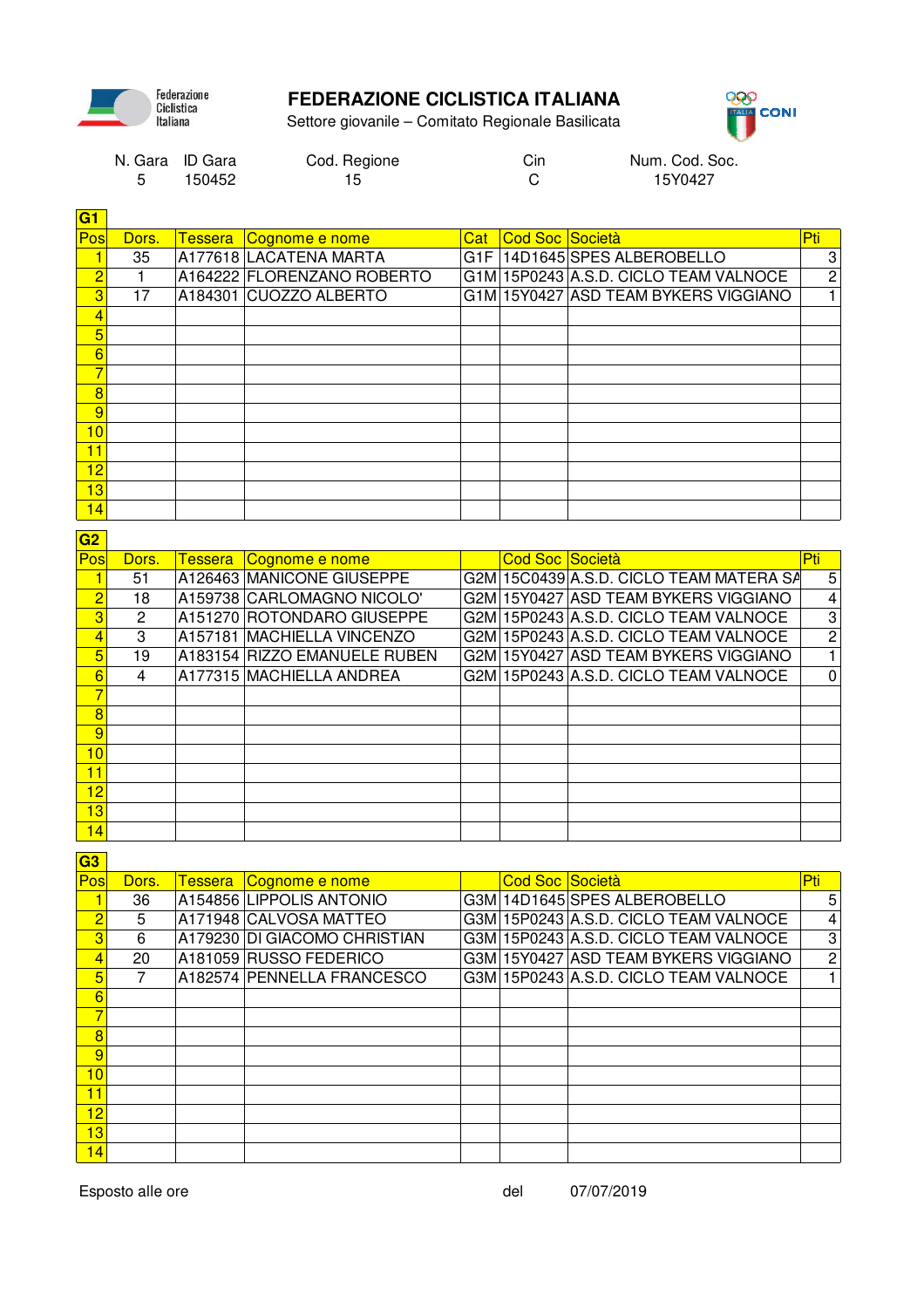Federazione Ciclistica Italiana

# FEDERAZIONE CICLISTICA ITALIANA

Settore giovanile – Comitato Regionale Basilicata

CONI

| N. Gara | ID Gara | Cod. Regione | Cin | Num. Cod. Soc. |
|---|---|---|---|---|
| 5 | 150452 | 15 | C | 15Y0427 |

## G1

| Pos | Dors. | Tessera | Cognome e nome | Cat | Cod Soc | Società | Pti |
|---|---|---|---|---|---|---|---|
| 1 | 35 | A177618 | LACATENA MARTA | G1F | 14D1645 | SPES ALBEROBELLO | 3 |
| 2 | 1 | A164222 | FLORENZANO ROBERTO | G1M | 15P0243 | A.S.D. CICLO TEAM VALNOCE | 2 |
| 3 | 17 | A184301 | CUOZZO ALBERTO | G1M | 15Y0427 | ASD TEAM BYKERS VIGGIANO | 1 |
| 4 | | | | | | | |
| 5 | | | | | | | |
| 6 | | | | | | | |
| 7 | | | | | | | |
| 8 | | | | | | | |
| 9 | | | | | | | |
| 10 | | | | | | | |
| 11 | | | | | | | |
| 12 | | | | | | | |
| 13 | | | | | | | |
| 14 | | | | | | | |

## G2

| Pos | Dors. | Tessera | Cognome e nome | | Cod Soc | Società | Pti |
|---|---|---|---|---|---|---|---|
| 1 | 51 | A126463 | MANICONE GIUSEPPE | G2M | 15C0439 | A.S.D. CICLO TEAM MATERA SA | 5 |
| 2 | 18 | A159738 | CARLOMAGNO NICOLO' | G2M | 15Y0427 | ASD TEAM BYKERS VIGGIANO | 4 |
| 3 | 2 | A151270 | ROTONDARO GIUSEPPE | G2M | 15P0243 | A.S.D. CICLO TEAM VALNOCE | 3 |
| 4 | 3 | A157181 | MACHIELLA VINCENZO | G2M | 15P0243 | A.S.D. CICLO TEAM VALNOCE | 2 |
| 5 | 19 | A183154 | RIZZO EMANUELE RUBEN | G2M | 15Y0427 | ASD TEAM BYKERS VIGGIANO | 1 |
| 6 | 4 | A177315 | MACHIELLA ANDREA | G2M | 15P0243 | A.S.D. CICLO TEAM VALNOCE | 0 |
| 7 | | | | | | | |
| 8 | | | | | | | |
| 9 | | | | | | | |
| 10 | | | | | | | |
| 11 | | | | | | | |
| 12 | | | | | | | |
| 13 | | | | | | | |
| 14 | | | | | | | |

## G3

| Pos | Dors. | Tessera | Cognome e nome | | Cod Soc | Società | Pti |
|---|---|---|---|---|---|---|---|
| 1 | 36 | A154856 | LIPPOLIS ANTONIO | G3M | 14D1645 | SPES ALBEROBELLO | 5 |
| 2 | 5 | A171948 | CALVOSA MATTEO | G3M | 15P0243 | A.S.D. CICLO TEAM VALNOCE | 4 |
| 3 | 6 | A179230 | DI GIACOMO CHRISTIAN | G3M | 15P0243 | A.S.D. CICLO TEAM VALNOCE | 3 |
| 4 | 20 | A181059 | RUSSO FEDERICO | G3M | 15Y0427 | ASD TEAM BYKERS VIGGIANO | 2 |
| 5 | 7 | A182574 | PENNELLA FRANCESCO | G3M | 15P0243 | A.S.D. CICLO TEAM VALNOCE | 1 |
| 6 | | | | | | | |
| 7 | | | | | | | |
| 8 | | | | | | | |
| 9 | | | | | | | |
| 10 | | | | | | | |
| 11 | | | | | | | |
| 12 | | | | | | | |
| 13 | | | | | | | |
| 14 | | | | | | | |

Esposto alle ore del 07/07/2019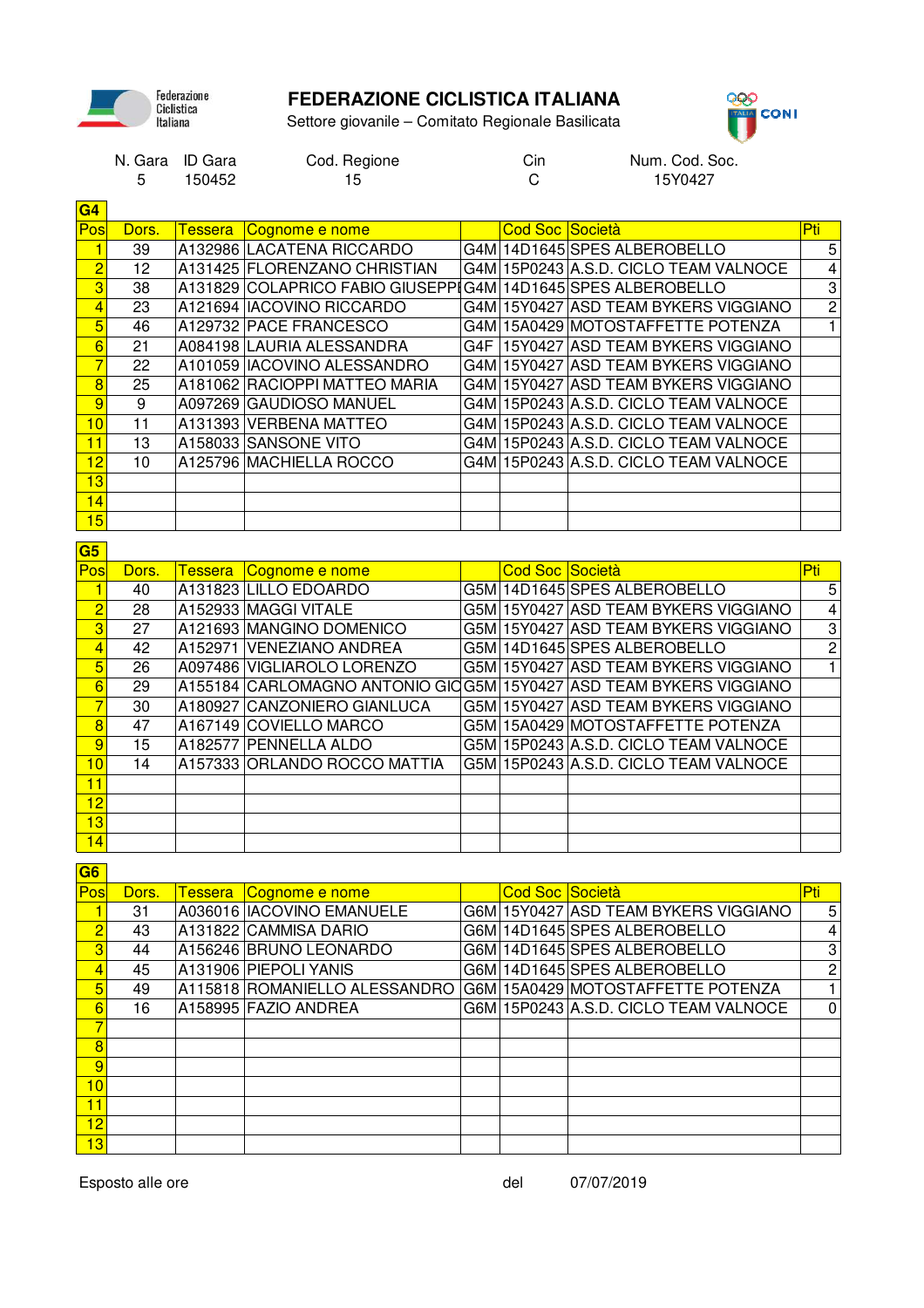Federazione Ciclistica Italiana

# FEDERAZIONE CICLISTICA ITALIANA

Settore giovanile – Comitato Regionale Basilicata

CONI

| N. Gara | ID Gara | Cod. Regione | Cin | Num. Cod. Soc. |
|---|---|---|---|---|
| 5 | 150452 | 15 | C | 15Y0427 |

**G4**

| Pos | Dors. | Tessera | Cognome e nome | | Cod Soc | Società | Pti |
|---|---|---|---|---|---|---|---|
| 1 | 39 | A132986 | LACATENA RICCARDO | G4M | 14D1645 | SPES ALBEROBELLO | 5 |
| 2 | 12 | A131425 | FLORENZANO CHRISTIAN | G4M | 15P0243 | A.S.D. CICLO TEAM VALNOCE | 4 |
| 3 | 38 | A131829 | COLAPRICO FABIO GIUSEPPI | G4M | 14D1645 | SPES ALBEROBELLO | 3 |
| 4 | 23 | A121694 | IACOVINO RICCARDO | G4M | 15Y0427 | ASD TEAM BYKERS VIGGIANO | 2 |
| 5 | 46 | A129732 | PACE FRANCESCO | G4M | 15A0429 | MOTOSTAFFETTE POTENZA | 1 |
| 6 | 21 | A084198 | LAURIA ALESSANDRA | G4F | 15Y0427 | ASD TEAM BYKERS VIGGIANO | |
| 7 | 22 | A101059 | IACOVINO ALESSANDRO | G4M | 15Y0427 | ASD TEAM BYKERS VIGGIANO | |
| 8 | 25 | A181062 | RACIOPPI MATTEO MARIA | G4M | 15Y0427 | ASD TEAM BYKERS VIGGIANO | |
| 9 | 9 | A097269 | GAUDIOSO MANUEL | G4M | 15P0243 | A.S.D. CICLO TEAM VALNOCE | |
| 10 | 11 | A131393 | VERBENA MATTEO | G4M | 15P0243 | A.S.D. CICLO TEAM VALNOCE | |
| 11 | 13 | A158033 | SANSONE VITO | G4M | 15P0243 | A.S.D. CICLO TEAM VALNOCE | |
| 12 | 10 | A125796 | MACHIELLA ROCCO | G4M | 15P0243 | A.S.D. CICLO TEAM VALNOCE | |
| 13 | | | | | | | |
| 14 | | | | | | | |
| 15 | | | | | | | |

**G5**

| Pos | Dors. | Tessera | Cognome e nome | | Cod Soc | Società | Pti |
|---|---|---|---|---|---|---|---|
| 1 | 40 | A131823 | LILLO EDOARDO | G5M | 14D1645 | SPES ALBEROBELLO | 5 |
| 2 | 28 | A152933 | MAGGI VITALE | G5M | 15Y0427 | ASD TEAM BYKERS VIGGIANO | 4 |
| 3 | 27 | A121693 | MANGINO DOMENICO | G5M | 15Y0427 | ASD TEAM BYKERS VIGGIANO | 3 |
| 4 | 42 | A152971 | VENEZIANO ANDREA | G5M | 14D1645 | SPES ALBEROBELLO | 2 |
| 5 | 26 | A097486 | VIGLIAROLO LORENZO | G5M | 15Y0427 | ASD TEAM BYKERS VIGGIANO | 1 |
| 6 | 29 | A155184 | CARLOMAGNO ANTONIO GIO | G5M | 15Y0427 | ASD TEAM BYKERS VIGGIANO | |
| 7 | 30 | A180927 | CANZONIERO GIANLUCA | G5M | 15Y0427 | ASD TEAM BYKERS VIGGIANO | |
| 8 | 47 | A167149 | COVIELLO MARCO | G5M | 15A0429 | MOTOSTAFFETTE POTENZA | |
| 9 | 15 | A182577 | PENNELLA ALDO | G5M | 15P0243 | A.S.D. CICLO TEAM VALNOCE | |
| 10 | 14 | A157333 | ORLANDO ROCCO MATTIA | G5M | 15P0243 | A.S.D. CICLO TEAM VALNOCE | |
| 11 | | | | | | | |
| 12 | | | | | | | |
| 13 | | | | | | | |
| 14 | | | | | | | |

**G6**

| Pos | Dors. | Tessera | Cognome e nome | | Cod Soc | Società | Pti |
|---|---|---|---|---|---|---|---|
| 1 | 31 | A036016 | IACOVINO EMANUELE | G6M | 15Y0427 | ASD TEAM BYKERS VIGGIANO | 5 |
| 2 | 43 | A131822 | CAMMISA DARIO | G6M | 14D1645 | SPES ALBEROBELLO | 4 |
| 3 | 44 | A156246 | BRUNO LEONARDO | G6M | 14D1645 | SPES ALBEROBELLO | 3 |
| 4 | 45 | A131906 | PIEPOLI YANIS | G6M | 14D1645 | SPES ALBEROBELLO | 2 |
| 5 | 49 | A115818 | ROMANIELLO ALESSANDRO | G6M | 15A0429 | MOTOSTAFFETTE POTENZA | 1 |
| 6 | 16 | A158995 | FAZIO ANDREA | G6M | 15P0243 | A.S.D. CICLO TEAM VALNOCE | 0 |
| 7 | | | | | | | |
| 8 | | | | | | | |
| 9 | | | | | | | |
| 10 | | | | | | | |
| 11 | | | | | | | |
| 12 | | | | | | | |
| 13 | | | | | | | |

Esposto alle ore del 07/07/2019